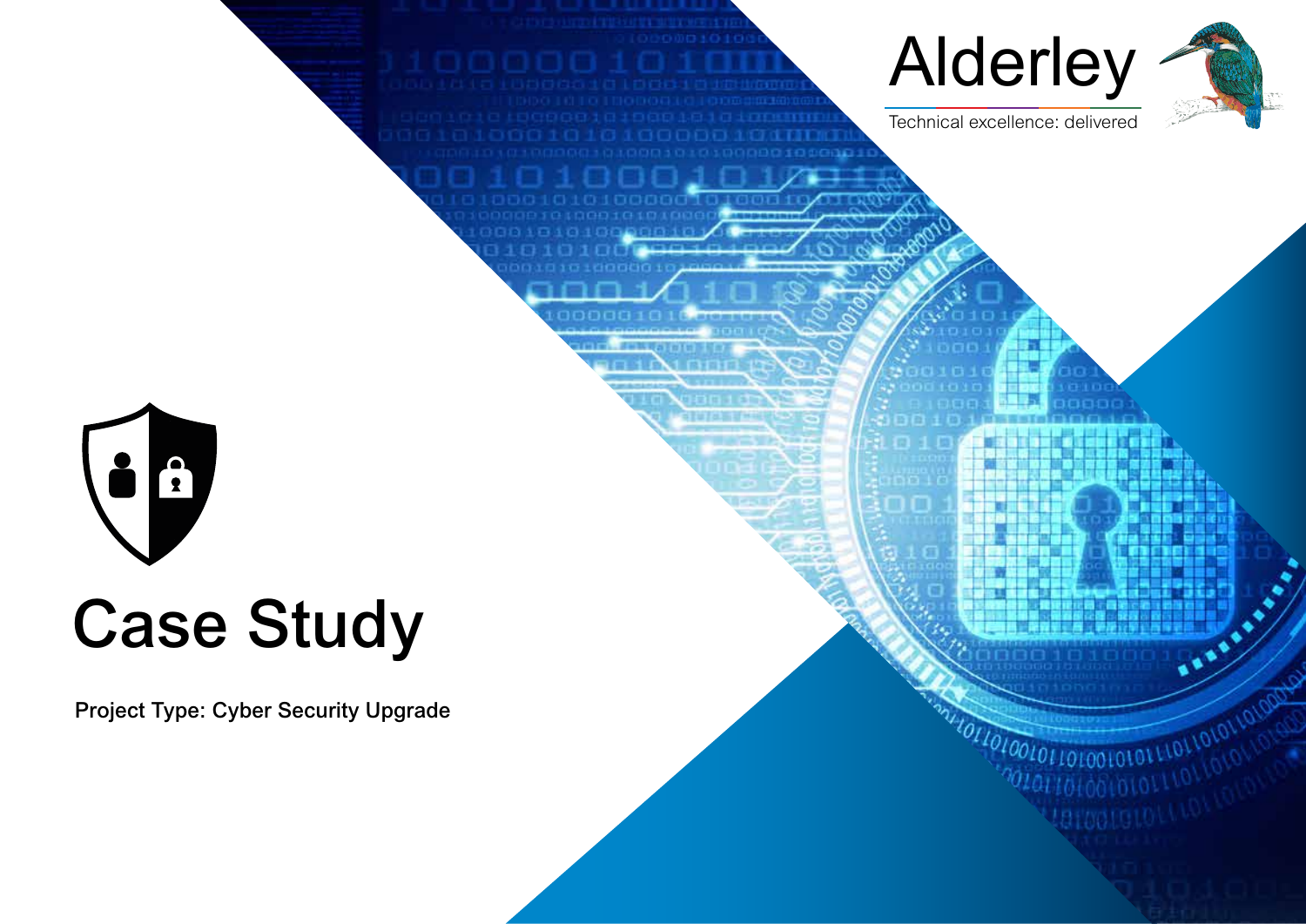Alderley

Technical excellence: delivered

# Case Study

**Project Type: Cyber Security Upgrade**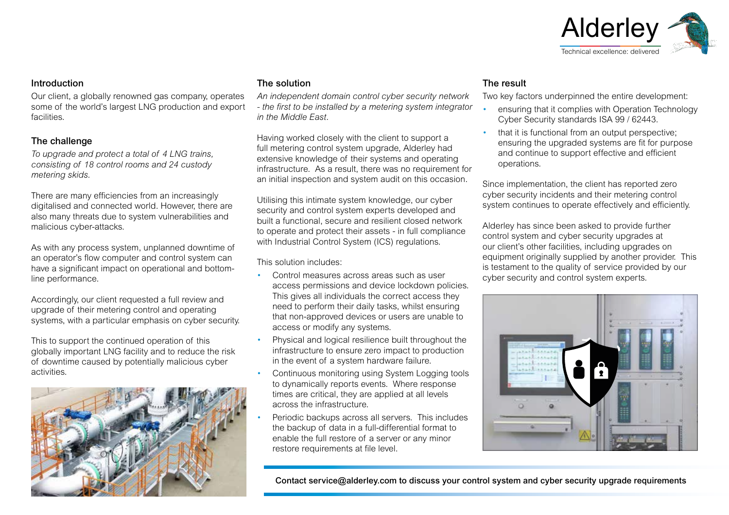## Introduction

Our client, a globally renowned gas company, operates some of the world's largest LNG production and export facilities.

## The challenge

*To upgrade and protect a total of 4 LNG trains, consisting of 18 control rooms and 24 custody metering skids.*

There are many efficiencies from an increasingly digitalised and connected world. However, there are also many threats due to system vulnerabilities and malicious cyber-attacks.

As with any process system, unplanned downtime of an operator's flow computer and control system can have a significant impact on operational and bottom-line performance.

Accordingly, our client requested a full review and upgrade of their metering control and operating systems, with a particular emphasis on cyber security.

This to support the continued operation of this globally important LNG facility and to reduce the risk of downtime caused by potentially malicious cyber activities.

## The solution

*An independent domain control cyber security network - the first to be installed by a metering system integrator in the Middle East.*

Having worked closely with the client to support a full metering control system upgrade, Alderley had extensive knowledge of their systems and operating infrastructure. As a result, there was no requirement for an initial inspection and system audit on this occasion.

Utilising this intimate system knowledge, our cyber security and control system experts developed and built a functional, secure and resilient closed network to operate and protect their assets - in full compliance with Industrial Control System (ICS) regulations.

This solution includes:

- Control measures across areas such as user access permissions and device lockdown policies. This gives all individuals the correct access they need to perform their daily tasks, whilst ensuring that non-approved devices or users are unable to access or modify any systems.
- Physical and logical resilience built throughout the infrastructure to ensure zero impact to production in the event of a system hardware failure.
- Continuous monitoring using System Logging tools to dynamically reports events. Where response times are critical, they are applied at all levels across the infrastructure.
- Periodic backups across all servers. This includes the backup of data in a full-differential format to enable the full restore of a server or any minor restore requirements at file level.

## The result

Two key factors underpinned the entire development:

- ensuring that it complies with Operation Technology Cyber Security standards ISA 99 / 62443.
- that it is functional from an output perspective; ensuring the upgraded systems are fit for purpose and continue to support effective and efficient operations.

Since implementation, the client has reported zero cyber security incidents and their metering control system continues to operate effectively and efficiently.

Alderley has since been asked to provide further control system and cyber security upgrades at our client's other facilities, including upgrades on equipment originally supplied by another provider. This is testament to the quality of service provided by our cyber security and control system experts.

**Contact service@alderley.com to discuss your control system and cyber security upgrade requirements**